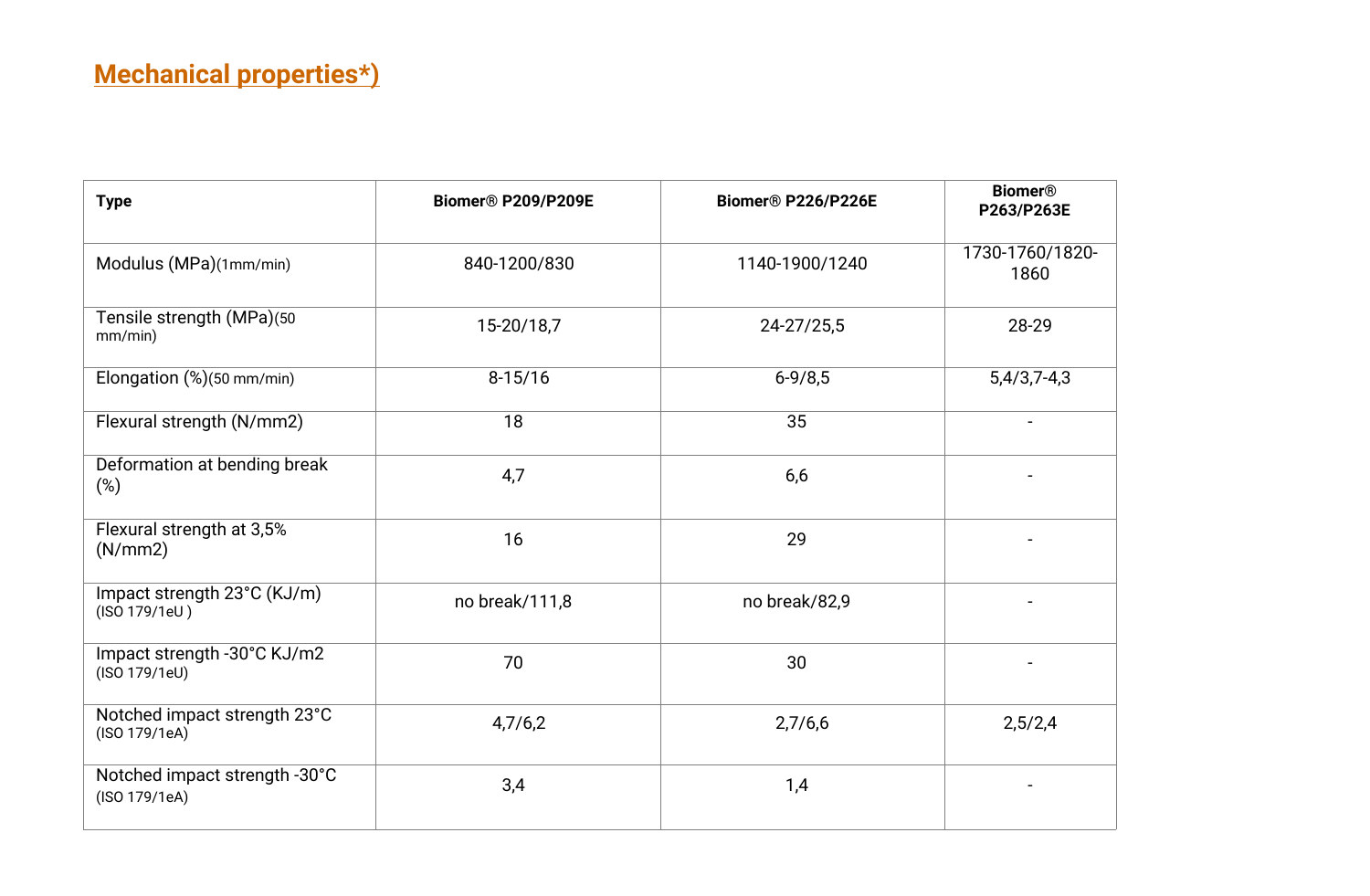## Mechanical properties*)

| Type | Biomer® P209/P209E | Biomer® P226/P226E | Biomer® P263/P263E |
|---|---|---|---|
| Modulus (MPa)(1mm/min) | 840-1200/830 | 1140-1900/1240 | 1730-1760/1820-1860 |
| Tensile strength (MPa)(50 mm/min) | 15-20/18,7 | 24-27/25,5 | 28-29 |
| Elongation (%)(50 mm/min) | 8-15/16 | 6-9/8,5 | 5,4/3,7-4,3 |
| Flexural strength (N/mm2) | 18 | 35 | - |
| Deformation at bending break (%) | 4,7 | 6,6 | - |
| Flexural strength at 3,5% (N/mm2) | 16 | 29 | - |
| Impact strength 23°C (KJ/m) (ISO 179/1eU ) | no break/111,8 | no break/82,9 | - |
| Impact strength -30°C KJ/m2 (ISO 179/1eU) | 70 | 30 | - |
| Notched impact strength 23°C (ISO 179/1eA) | 4,7/6,2 | 2,7/6,6 | 2,5/2,4 |
| Notched impact strength -30°C (ISO 179/1eA) | 3,4 | 1,4 | - |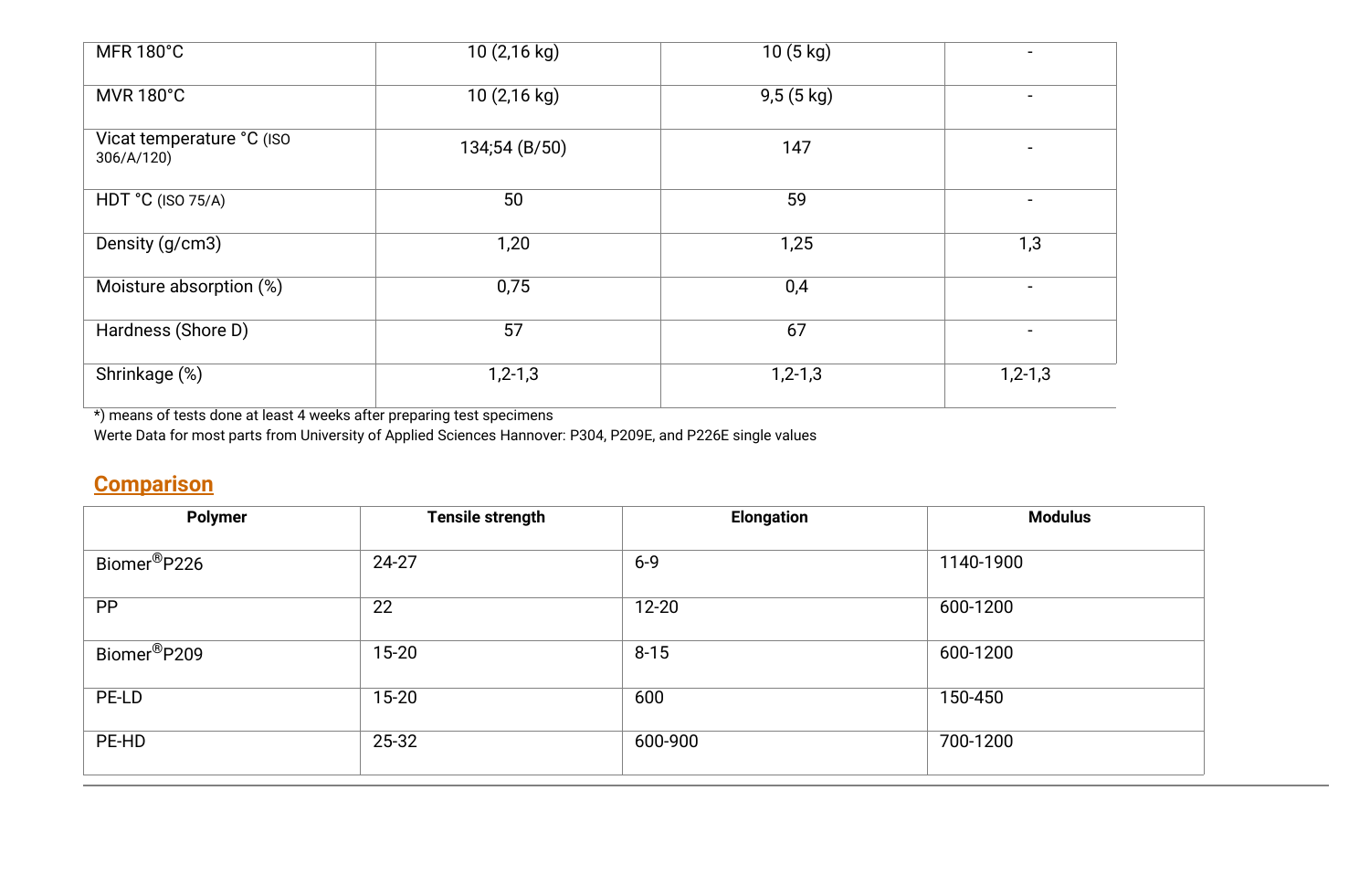| | | | |
|---|---|---|---|
| MFR 180°C | 10 (2,16 kg) | 10 (5 kg) | - |
| MVR 180°C | 10 (2,16 kg) | 9,5 (5 kg) | - |
| Vicat temperature °C (ISO 306/A/120) | 134;54 (B/50) | 147 | - |
| HDT °C (ISO 75/A) | 50 | 59 | - |
| Density (g/cm3) | 1,20 | 1,25 | 1,3 |
| Moisture absorption (%) | 0,75 | 0,4 | - |
| Hardness (Shore D) | 57 | 67 | - |
| Shrinkage (%) | 1,2-1,3 | 1,2-1,3 | 1,2-1,3 |

*) means of tests done at least 4 weeks after preparing test specimens
Werte Data for most parts from University of Applied Sciences Hannover: P304, P209E, and P226E single values

## Comparison

| Polymer | Tensile strength | Elongation | Modulus |
|---|---|---|---|
| Biomer®P226 | 24-27 | 6-9 | 1140-1900 |
| PP | 22 | 12-20 | 600-1200 |
| Biomer®P209 | 15-20 | 8-15 | 600-1200 |
| PE-LD | 15-20 | 600 | 150-450 |
| PE-HD | 25-32 | 600-900 | 700-1200 |